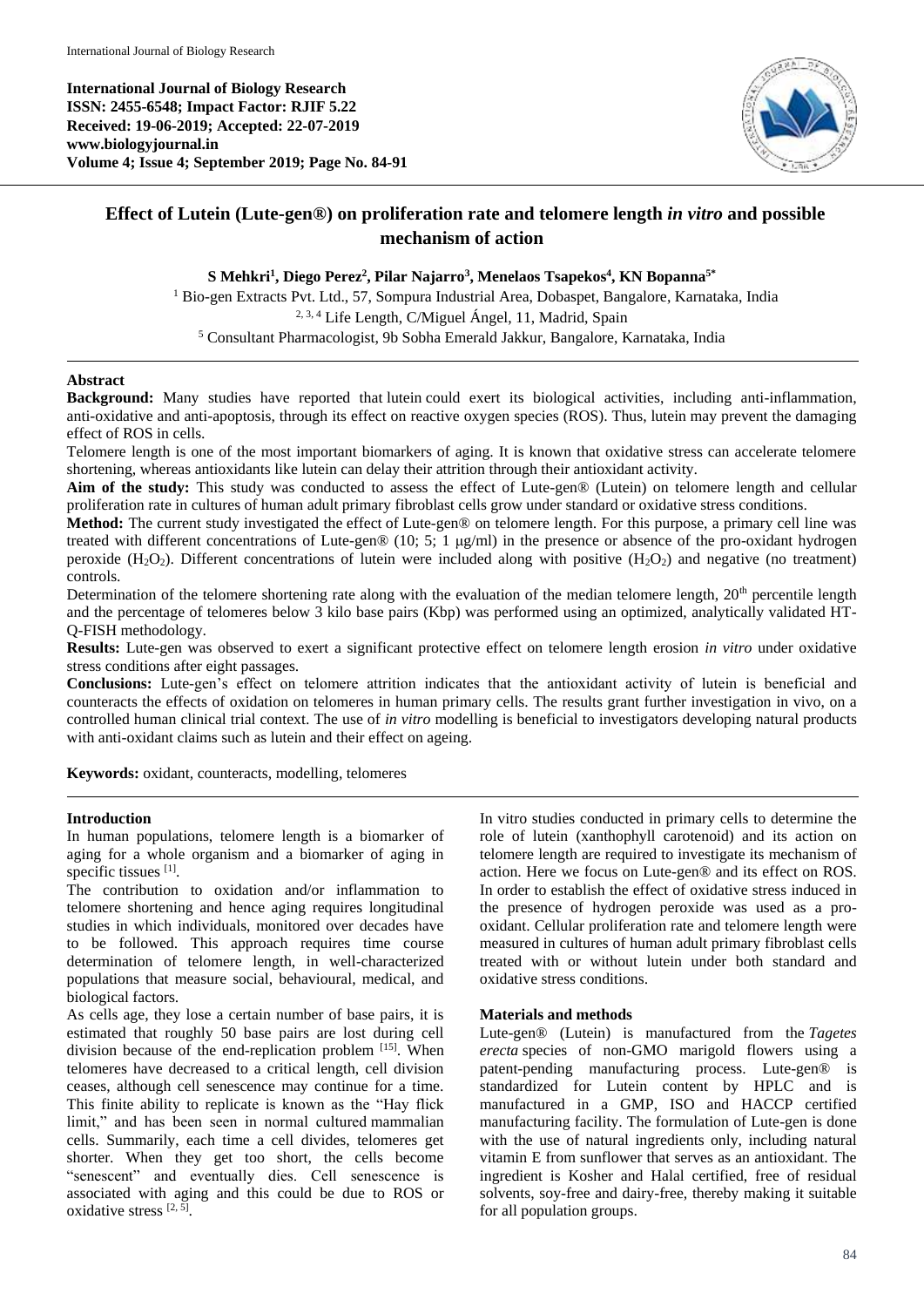**International Journal of Biology Research**
**ISSN: 2455-6548; Impact Factor: RJIF 5.22**
**Received: 19-06-2019; Accepted: 22-07-2019**
**www.biologyjournal.in**
**Volume 4; Issue 4; September 2019; Page No. 84-91**

# Effect of Lutein (Lute-gen®) on proliferation rate and telomere length *in vitro* and possible mechanism of action

**S Mehkri[1], Diego Perez[2], Pilar Najarro[3], Menelaos Tsapekos[4], KN Bopanna[5*]**

[1] Bio-gen Extracts Pvt. Ltd., 57, Sompura Industrial Area, Dobaspet, Bangalore, Karnataka, India
[2, 3, 4] Life Length, C/Miguel Ángel, 11, Madrid, Spain
[5] Consultant Pharmacologist, 9b Sobha Emerald Jakkur, Bangalore, Karnataka, India

## Abstract

**Background:** Many studies have reported that lutein could exert its biological activities, including anti-inflammation, anti-oxidative and anti-apoptosis, through its effect on reactive oxygen species (ROS). Thus, lutein may prevent the damaging effect of ROS in cells.

Telomere length is one of the most important biomarkers of aging. It is known that oxidative stress can accelerate telomere shortening, whereas antioxidants like lutein can delay their attrition through their antioxidant activity.

**Aim of the study:** This study was conducted to assess the effect of Lute-gen® (Lutein) on telomere length and cellular proliferation rate in cultures of human adult primary fibroblast cells grow under standard or oxidative stress conditions.

**Method:** The current study investigated the effect of Lute-gen® on telomere length. For this purpose, a primary cell line was treated with different concentrations of Lute-gen® (10; 5; 1 μg/ml) in the presence or absence of the pro-oxidant hydrogen peroxide ($H_2O_2$). Different concentrations of lutein were included along with positive ($H_2O_2$) and negative (no treatment) controls.

Determination of the telomere shortening rate along with the evaluation of the median telomere length, 20th percentile length and the percentage of telomeres below 3 kilo base pairs (Kbp) was performed using an optimized, analytically validated HT-Q-FISH methodology.

**Results:** Lute-gen was observed to exert a significant protective effect on telomere length erosion *in vitro* under oxidative stress conditions after eight passages.

**Conclusions:** Lute-gen's effect on telomere attrition indicates that the antioxidant activity of lutein is beneficial and counteracts the effects of oxidation on telomeres in human primary cells. The results grant further investigation in vivo, on a controlled human clinical trial context. The use of *in vitro* modelling is beneficial to investigators developing natural products with anti-oxidant claims such as lutein and their effect on ageing.

**Keywords:** oxidant, counteracts, modelling, telomeres

## Introduction

In human populations, telomere length is a biomarker of aging for a whole organism and a biomarker of aging in specific tissues [1].

The contribution to oxidation and/or inflammation to telomere shortening and hence aging requires longitudinal studies in which individuals, monitored over decades have to be followed. This approach requires time course determination of telomere length, in well-characterized populations that measure social, behavioural, medical, and biological factors.

As cells age, they lose a certain number of base pairs, it is estimated that roughly 50 base pairs are lost during cell division because of the end-replication problem [15]. When telomeres have decreased to a critical length, cell division ceases, although cell senescence may continue for a time. This finite ability to replicate is known as the "Hay flick limit," and has been seen in normal cultured mammalian cells. Summarily, each time a cell divides, telomeres get shorter. When they get too short, the cells become "senescent" and eventually dies. Cell senescence is associated with aging and this could be due to ROS or oxidative stress [2, 5].

In vitro studies conducted in primary cells to determine the role of lutein (xanthophyll carotenoid) and its action on telomere length are required to investigate its mechanism of action. Here we focus on Lute-gen® and its effect on ROS. In order to establish the effect of oxidative stress induced in the presence of hydrogen peroxide was used as a pro-oxidant. Cellular proliferation rate and telomere length were measured in cultures of human adult primary fibroblast cells treated with or without lutein under both standard and oxidative stress conditions.

## Materials and methods

Lute-gen® (Lutein) is manufactured from the *Tagetes erecta* species of non-GMO marigold flowers using a patent-pending manufacturing process. Lute-gen® is standardized for Lutein content by HPLC and is manufactured in a GMP, ISO and HACCP certified manufacturing facility. The formulation of Lute-gen is done with the use of natural ingredients only, including natural vitamin E from sunflower that serves as an antioxidant. The ingredient is Kosher and Halal certified, free of residual solvents, soy-free and dairy-free, thereby making it suitable for all population groups.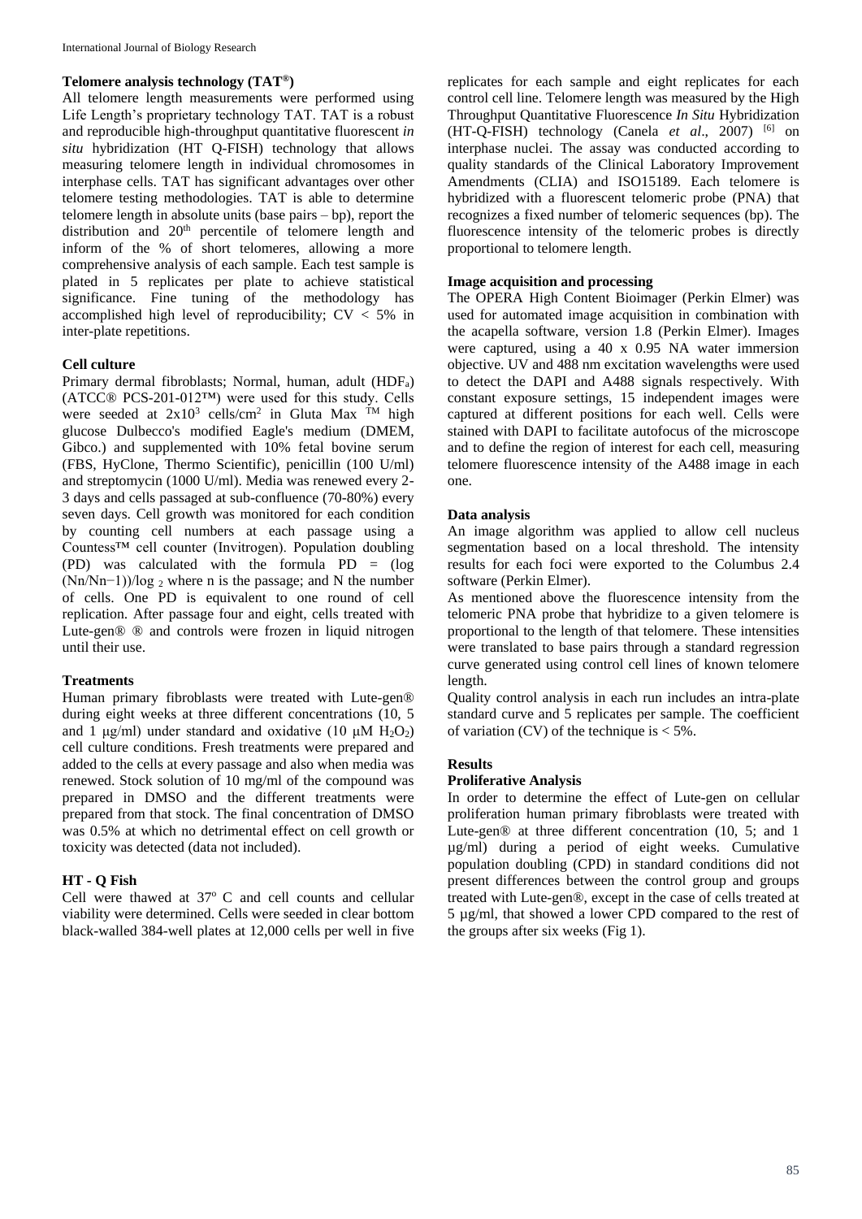**Telomere analysis technology (TAT®)**

All telomere length measurements were performed using Life Length's proprietary technology TAT. TAT is a robust and reproducible high-throughput quantitative fluorescent *in situ* hybridization (HT Q-FISH) technology that allows measuring telomere length in individual chromosomes in interphase cells. TAT has significant advantages over other telomere testing methodologies. TAT is able to determine telomere length in absolute units (base pairs – bp), report the distribution and $20^{th}$ percentile of telomere length and inform of the % of short telomeres, allowing a more comprehensive analysis of each sample. Each test sample is plated in 5 replicates per plate to achieve statistical significance. Fine tuning of the methodology has accomplished high level of reproducibility; CV < 5% in inter-plate repetitions.

**Cell culture**

Primary dermal fibroblasts; Normal, human, adult ($HDF_a$) (ATCC® PCS-201-012™) were used for this study. Cells were seeded at $2x10^3$ cells/$cm^2$ in Gluta Max ™ high glucose Dulbecco's modified Eagle's medium (DMEM, Gibco.) and supplemented with 10% fetal bovine serum (FBS, HyClone, Thermo Scientific), penicillin (100 U/ml) and streptomycin (1000 U/ml). Media was renewed every 2-3 days and cells passaged at sub-confluence (70-80%) every seven days. Cell growth was monitored for each condition by counting cell numbers at each passage using a Countess™ cell counter (Invitrogen). Population doubling (PD) was calculated with the formula PD = $(\log (Nn/Nn{-}1))/\log_2$ where n is the passage; and N the number of cells. One PD is equivalent to one round of cell replication. After passage four and eight, cells treated with Lute-gen® ® and controls were frozen in liquid nitrogen until their use.

**Treatments**

Human primary fibroblasts were treated with Lute-gen® during eight weeks at three different concentrations (10, 5 and 1 µg/ml) under standard and oxidative (10 µM $H_2O_2$) cell culture conditions. Fresh treatments were prepared and added to the cells at every passage and also when media was renewed. Stock solution of 10 mg/ml of the compound was prepared in DMSO and the different treatments were prepared from that stock. The final concentration of DMSO was 0.5% at which no detrimental effect on cell growth or toxicity was detected (data not included).

**HT - Q Fish**

Cell were thawed at 37º C and cell counts and cellular viability were determined. Cells were seeded in clear bottom black-walled 384-well plates at 12,000 cells per well in five replicates for each sample and eight replicates for each control cell line. Telomere length was measured by the High Throughput Quantitative Fluorescence *In Situ* Hybridization (HT-Q-FISH) technology (Canela *et al*., 2007) [6] on interphase nuclei. The assay was conducted according to quality standards of the Clinical Laboratory Improvement Amendments (CLIA) and ISO15189. Each telomere is hybridized with a fluorescent telomeric probe (PNA) that recognizes a fixed number of telomeric sequences (bp). The fluorescence intensity of the telomeric probes is directly proportional to telomere length.

**Image acquisition and processing**

The OPERA High Content Bioimager (Perkin Elmer) was used for automated image acquisition in combination with the acapella software, version 1.8 (Perkin Elmer). Images were captured, using a 40 x 0.95 NA water immersion objective. UV and 488 nm excitation wavelengths were used to detect the DAPI and A488 signals respectively. With constant exposure settings, 15 independent images were captured at different positions for each well. Cells were stained with DAPI to facilitate autofocus of the microscope and to define the region of interest for each cell, measuring telomere fluorescence intensity of the A488 image in each one.

**Data analysis**

An image algorithm was applied to allow cell nucleus segmentation based on a local threshold. The intensity results for each foci were exported to the Columbus 2.4 software (Perkin Elmer).

As mentioned above the fluorescence intensity from the telomeric PNA probe that hybridize to a given telomere is proportional to the length of that telomere. These intensities were translated to base pairs through a standard regression curve generated using control cell lines of known telomere length.

Quality control analysis in each run includes an intra-plate standard curve and 5 replicates per sample. The coefficient of variation (CV) of the technique is < 5%.

## Results

**Proliferative Analysis**

In order to determine the effect of Lute-gen on cellular proliferation human primary fibroblasts were treated with Lute-gen® at three different concentration (10, 5; and 1 µg/ml) during a period of eight weeks. Cumulative population doubling (CPD) in standard conditions did not present differences between the control group and groups treated with Lute-gen®, except in the case of cells treated at 5 µg/ml, that showed a lower CPD compared to the rest of the groups after six weeks (Fig 1).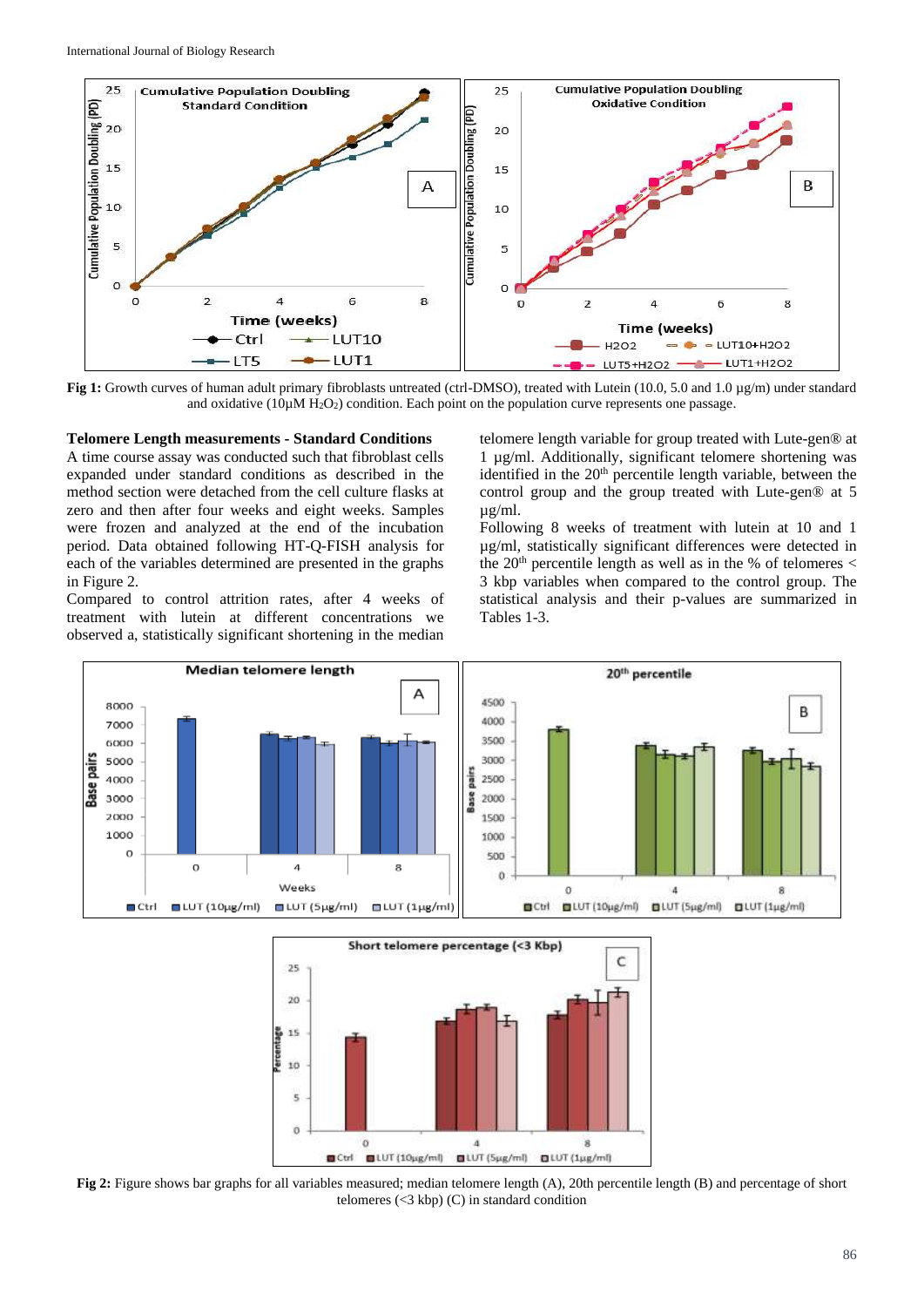**Fig 1:** Growth curves of human adult primary fibroblasts untreated (ctrl-DMSO), treated with Lutein (10.0, 5.0 and 1.0 µg/m) under standard and oxidative (10µM $H_2O_2$) condition. Each point on the population curve represents one passage.

### Telomere Length measurements - Standard Conditions

A time course assay was conducted such that fibroblast cells expanded under standard conditions as described in the method section were detached from the cell culture flasks at zero and then after four weeks and eight weeks. Samples were frozen and analyzed at the end of the incubation period. Data obtained following HT-Q-FISH analysis for each of the variables determined are presented in the graphs in Figure 2.

Compared to control attrition rates, after 4 weeks of treatment with lutein at different concentrations we observed a, statistically significant shortening in the median telomere length variable for group treated with Lute-gen® at 1 µg/ml. Additionally, significant telomere shortening was identified in the 20th percentile length variable, between the control group and the group treated with Lute-gen® at 5 µg/ml.

Following 8 weeks of treatment with lutein at 10 and 1 µg/ml, statistically significant differences were detected in the 20th percentile length as well as in the % of telomeres < 3 kbp variables when compared to the control group. The statistical analysis and their p-values are summarized in Tables 1-3.

**Fig 2:** Figure shows bar graphs for all variables measured; median telomere length (A), 20th percentile length (B) and percentage of short telomeres (<3 kbp) (C) in standard condition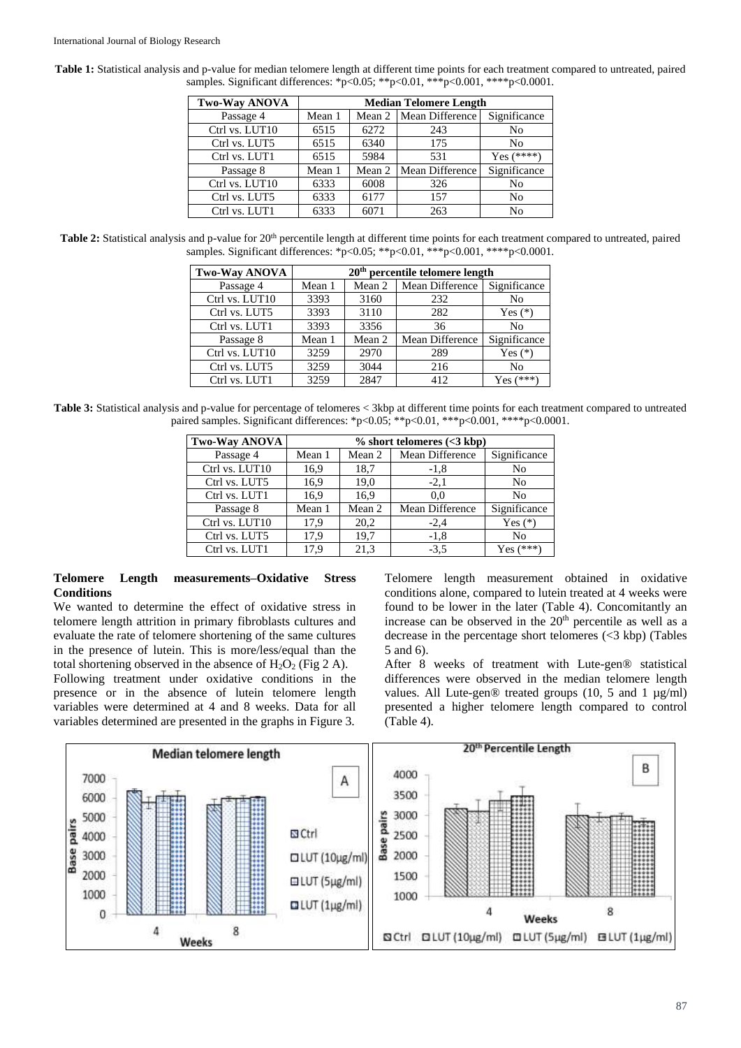**Table 1:** Statistical analysis and p-value for median telomere length at different time points for each treatment compared to untreated, paired samples. Significant differences: *p<0.05; **p<0.01, ***p<0.001, ****p<0.0001.

| Two-Way ANOVA | Median Telomere Length | | | |
|---|---|---|---|---|
| Passage 4 | Mean 1 | Mean 2 | Mean Difference | Significance |
| Ctrl vs. LUT10 | 6515 | 6272 | 243 | No |
| Ctrl vs. LUT5 | 6515 | 6340 | 175 | No |
| Ctrl vs. LUT1 | 6515 | 5984 | 531 | Yes (****) |
| Passage 8 | Mean 1 | Mean 2 | Mean Difference | Significance |
| Ctrl vs. LUT10 | 6333 | 6008 | 326 | No |
| Ctrl vs. LUT5 | 6333 | 6177 | 157 | No |
| Ctrl vs. LUT1 | 6333 | 6071 | 263 | No |

**Table 2:** Statistical analysis and p-value for 20th percentile length at different time points for each treatment compared to untreated, paired samples. Significant differences: *p<0.05; **p<0.01, ***p<0.001, ****p<0.0001.

| Two-Way ANOVA | 20th percentile telomere length | | | |
|---|---|---|---|---|
| Passage 4 | Mean 1 | Mean 2 | Mean Difference | Significance |
| Ctrl vs. LUT10 | 3393 | 3160 | 232 | No |
| Ctrl vs. LUT5 | 3393 | 3110 | 282 | Yes (*) |
| Ctrl vs. LUT1 | 3393 | 3356 | 36 | No |
| Passage 8 | Mean 1 | Mean 2 | Mean Difference | Significance |
| Ctrl vs. LUT10 | 3259 | 2970 | 289 | Yes (*) |
| Ctrl vs. LUT5 | 3259 | 3044 | 216 | No |
| Ctrl vs. LUT1 | 3259 | 2847 | 412 | Yes (***) |

**Table 3:** Statistical analysis and p-value for percentage of telomeres < 3kbp at different time points for each treatment compared to untreated paired samples. Significant differences: *p<0.05; **p<0.01, ***p<0.001, ****p<0.0001.

| Two-Way ANOVA | % short telomeres (<3 kbp) | | | |
|---|---|---|---|---|
| Passage 4 | Mean 1 | Mean 2 | Mean Difference | Significance |
| Ctrl vs. LUT10 | 16,9 | 18,7 | -1,8 | No |
| Ctrl vs. LUT5 | 16,9 | 19,0 | -2,1 | No |
| Ctrl vs. LUT1 | 16,9 | 16,9 | 0,0 | No |
| Passage 8 | Mean 1 | Mean 2 | Mean Difference | Significance |
| Ctrl vs. LUT10 | 17,9 | 20,2 | -2,4 | Yes (*) |
| Ctrl vs. LUT5 | 17,9 | 19,7 | -1,8 | No |
| Ctrl vs. LUT1 | 17,9 | 21,3 | -3,5 | Yes (***) |

**Telomere Length measurements–Oxidative Stress Conditions**

We wanted to determine the effect of oxidative stress in telomere length attrition in primary fibroblasts cultures and evaluate the rate of telomere shortening of the same cultures in the presence of lutein. This is more/less/equal than the total shortening observed in the absence of $H_2O_2$ (Fig 2 A).

Following treatment under oxidative conditions in the presence or in the absence of lutein telomere length variables were determined at 4 and 8 weeks. Data for all variables determined are presented in the graphs in Figure 3.

Telomere length measurement obtained in oxidative conditions alone, compared to lutein treated at 4 weeks were found to be lower in the later (Table 4). Concomitantly an increase can be observed in the 20th percentile as well as a decrease in the percentage short telomeres (<3 kbp) (Tables 5 and 6).

After 8 weeks of treatment with Lute-gen® statistical differences were observed in the median telomere length values. All Lute-gen® treated groups (10, 5 and 1 µg/ml) presented a higher telomere length compared to control (Table 4).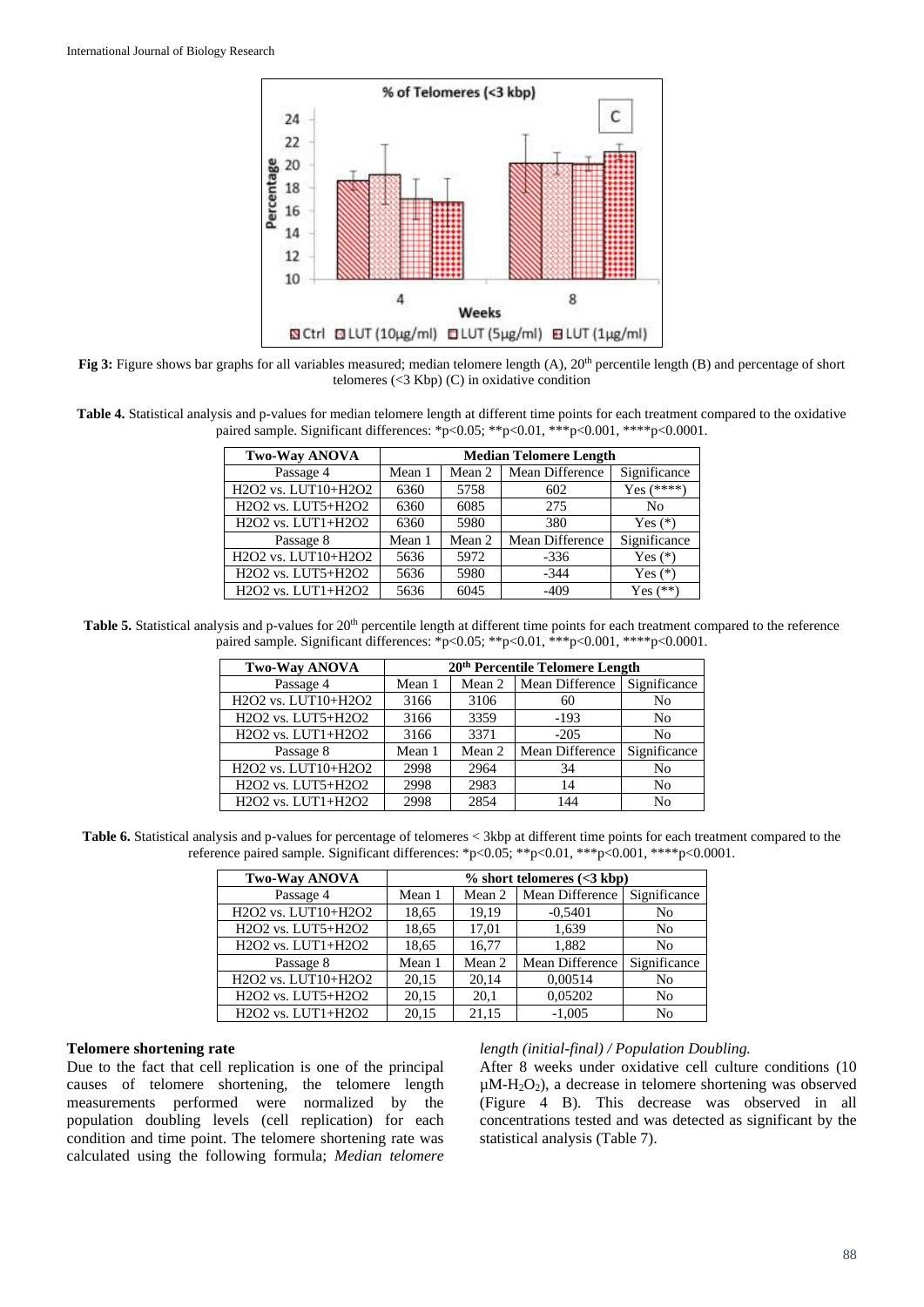**Fig 3:** Figure shows bar graphs for all variables measured; median telomere length (A), 20[th] percentile length (B) and percentage of short telomeres (<3 Kbp) (C) in oxidative condition

**Table 4.** Statistical analysis and p-values for median telomere length at different time points for each treatment compared to the oxidative paired sample. Significant differences: \*p<0.05; \*\*p<0.01, \*\*\*p<0.001, \*\*\*\*p<0.0001.

| Two-Way ANOVA | Median Telomere Length | | | |
|---|---|---|---|---|
| Passage 4 | Mean 1 | Mean 2 | Mean Difference | Significance |
| H2O2 vs. LUT10+H2O2 | 6360 | 5758 | 602 | Yes (\*\*\*\*) |
| H2O2 vs. LUT5+H2O2 | 6360 | 6085 | 275 | No |
| H2O2 vs. LUT1+H2O2 | 6360 | 5980 | 380 | Yes (\*) |
| Passage 8 | Mean 1 | Mean 2 | Mean Difference | Significance |
| H2O2 vs. LUT10+H2O2 | 5636 | 5972 | -336 | Yes (\*) |
| H2O2 vs. LUT5+H2O2 | 5636 | 5980 | -344 | Yes (\*) |
| H2O2 vs. LUT1+H2O2 | 5636 | 6045 | -409 | Yes (\*\*) |

**Table 5.** Statistical analysis and p-values for 20[th] percentile length at different time points for each treatment compared to the reference paired sample. Significant differences: \*p<0.05; \*\*p<0.01, \*\*\*p<0.001, \*\*\*\*p<0.0001.

| Two-Way ANOVA | 20th Percentile Telomere Length | | | |
|---|---|---|---|---|
| Passage 4 | Mean 1 | Mean 2 | Mean Difference | Significance |
| H2O2 vs. LUT10+H2O2 | 3166 | 3106 | 60 | No |
| H2O2 vs. LUT5+H2O2 | 3166 | 3359 | -193 | No |
| H2O2 vs. LUT1+H2O2 | 3166 | 3371 | -205 | No |
| Passage 8 | Mean 1 | Mean 2 | Mean Difference | Significance |
| H2O2 vs. LUT10+H2O2 | 2998 | 2964 | 34 | No |
| H2O2 vs. LUT5+H2O2 | 2998 | 2983 | 14 | No |
| H2O2 vs. LUT1+H2O2 | 2998 | 2854 | 144 | No |

**Table 6.** Statistical analysis and p-values for percentage of telomeres < 3kbp at different time points for each treatment compared to the reference paired sample. Significant differences: \*p<0.05; \*\*p<0.01, \*\*\*p<0.001, \*\*\*\*p<0.0001.

| Two-Way ANOVA | % short telomeres (<3 kbp) | | | |
|---|---|---|---|---|
| Passage 4 | Mean 1 | Mean 2 | Mean Difference | Significance |
| H2O2 vs. LUT10+H2O2 | 18,65 | 19,19 | -0,5401 | No |
| H2O2 vs. LUT5+H2O2 | 18,65 | 17,01 | 1,639 | No |
| H2O2 vs. LUT1+H2O2 | 18,65 | 16,77 | 1,882 | No |
| Passage 8 | Mean 1 | Mean 2 | Mean Difference | Significance |
| H2O2 vs. LUT10+H2O2 | 20,15 | 20,14 | 0,00514 | No |
| H2O2 vs. LUT5+H2O2 | 20,15 | 20,1 | 0,05202 | No |
| H2O2 vs. LUT1+H2O2 | 20,15 | 21,15 | -1,005 | No |

### Telomere shortening rate

Due to the fact that cell replication is one of the principal causes of telomere shortening, the telomere length measurements performed were normalized by the population doubling levels (cell replication) for each condition and time point. The telomere shortening rate was calculated using the following formula; *Median telomere length (initial-final) / Population Doubling.*

After 8 weeks under oxidative cell culture conditions (10 μM-$H_2O_2$), a decrease in telomere shortening was observed (Figure 4 B). This decrease was observed in all concentrations tested and was detected as significant by the statistical analysis (Table 7).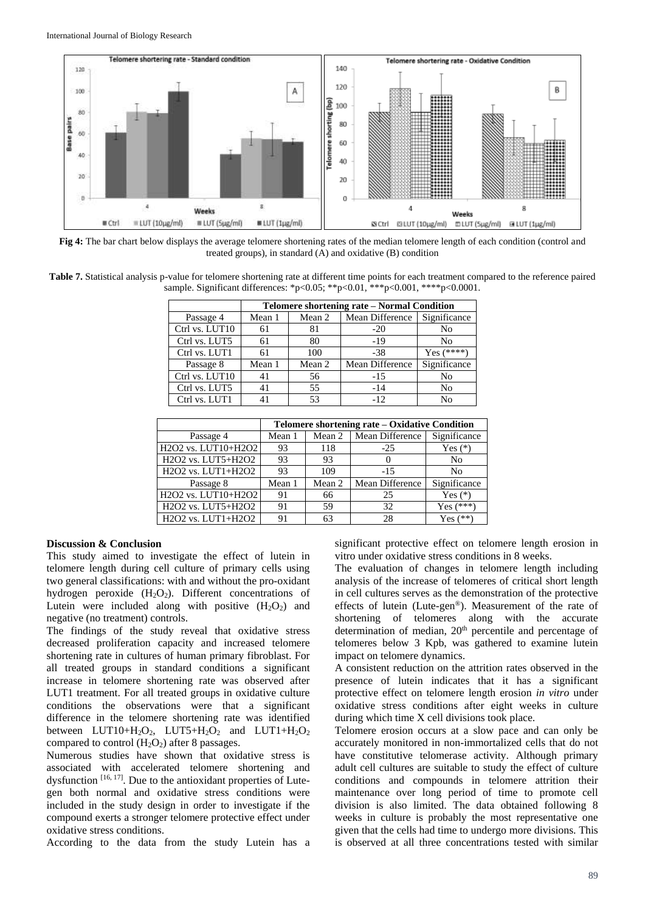**Fig 4:** The bar chart below displays the average telomere shortening rates of the median telomere length of each condition (control and treated groups), in standard (A) and oxidative (B) condition

**Table 7.** Statistical analysis p-value for telomere shortening rate at different time points for each treatment compared to the reference paired sample. Significant differences: *p<0.05; **p<0.01, ***p<0.001, ****p<0.0001.

| | **Telomere shortening rate – Normal Condition** | | | |
|---|---|---|---|---|
| Passage 4 | Mean 1 | Mean 2 | Mean Difference | Significance |
| Ctrl vs. LUT10 | 61 | 81 | -20 | No |
| Ctrl vs. LUT5 | 61 | 80 | -19 | No |
| Ctrl vs. LUT1 | 61 | 100 | -38 | Yes (****) |
| Passage 8 | Mean 1 | Mean 2 | Mean Difference | Significance |
| Ctrl vs. LUT10 | 41 | 56 | -15 | No |
| Ctrl vs. LUT5 | 41 | 55 | -14 | No |
| Ctrl vs. LUT1 | 41 | 53 | -12 | No |

| | **Telomere shortening rate – Oxidative Condition** | | | |
|---|---|---|---|---|
| Passage 4 | Mean 1 | Mean 2 | Mean Difference | Significance |
| H2O2 vs. LUT10+H2O2 | 93 | 118 | -25 | Yes (*) |
| H2O2 vs. LUT5+H2O2 | 93 | 93 | 0 | No |
| H2O2 vs. LUT1+H2O2 | 93 | 109 | -15 | No |
| Passage 8 | Mean 1 | Mean 2 | Mean Difference | Significance |
| H2O2 vs. LUT10+H2O2 | 91 | 66 | 25 | Yes (*) |
| H2O2 vs. LUT5+H2O2 | 91 | 59 | 32 | Yes (***) |
| H2O2 vs. LUT1+H2O2 | 91 | 63 | 28 | Yes (**) |

## Discussion & Conclusion

This study aimed to investigate the effect of lutein in telomere length during cell culture of primary cells using two general classifications: with and without the pro-oxidant hydrogen peroxide ($H_2O_2$). Different concentrations of Lutein were included along with positive ($H_2O_2$) and negative (no treatment) controls.

The findings of the study reveal that oxidative stress decreased proliferation capacity and increased telomere shortening rate in cultures of human primary fibroblast. For all treated groups in standard conditions a significant increase in telomere shortening rate was observed after LUT1 treatment. For all treated groups in oxidative culture conditions the observations were that a significant difference in the telomere shortening rate was identified between LUT10+$H_2O_2$, LUT5+$H_2O_2$ and LUT1+$H_2O_2$ compared to control ($H_2O_2$) after 8 passages.

Numerous studies have shown that oxidative stress is associated with accelerated telomere shortening and dysfunction [16, 17]. Due to the antioxidant properties of Lute-gen both normal and oxidative stress conditions were included in the study design in order to investigate if the compound exerts a stronger telomere protective effect under oxidative stress conditions.

According to the data from the study Lutein has a significant protective effect on telomere length erosion in vitro under oxidative stress conditions in 8 weeks.

The evaluation of changes in telomere length including analysis of the increase of telomeres of critical short length in cell cultures serves as the demonstration of the protective effects of lutein (Lute-gen®). Measurement of the rate of shortening of telomeres along with the accurate determination of median, 20th percentile and percentage of telomeres below 3 Kpb, was gathered to examine lutein impact on telomere dynamics.

A consistent reduction on the attrition rates observed in the presence of lutein indicates that it has a significant protective effect on telomere length erosion *in vitro* under oxidative stress conditions after eight weeks in culture during which time X cell divisions took place.

Telomere erosion occurs at a slow pace and can only be accurately monitored in non-immortalized cells that do not have constitutive telomerase activity. Although primary adult cell cultures are suitable to study the effect of culture conditions and compounds in telomere attrition their maintenance over long period of time to promote cell division is also limited. The data obtained following 8 weeks in culture is probably the most representative one given that the cells had time to undergo more divisions. This is observed at all three concentrations tested with similar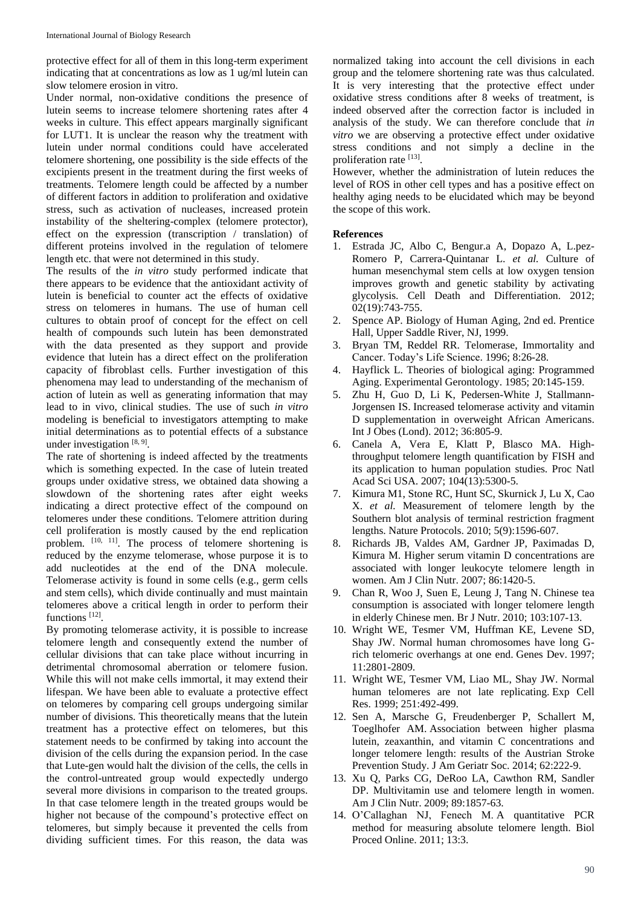protective effect for all of them in this long-term experiment indicating that at concentrations as low as 1 ug/ml lutein can slow telomere erosion in vitro.

Under normal, non-oxidative conditions the presence of lutein seems to increase telomere shortening rates after 4 weeks in culture. This effect appears marginally significant for LUT1. It is unclear the reason why the treatment with lutein under normal conditions could have accelerated telomere shortening, one possibility is the side effects of the excipients present in the treatment during the first weeks of treatments. Telomere length could be affected by a number of different factors in addition to proliferation and oxidative stress, such as activation of nucleases, increased protein instability of the sheltering-complex (telomere protector), effect on the expression (transcription / translation) of different proteins involved in the regulation of telomere length etc. that were not determined in this study.

The results of the *in vitro* study performed indicate that there appears to be evidence that the antioxidant activity of lutein is beneficial to counter act the effects of oxidative stress on telomeres in humans. The use of human cell cultures to obtain proof of concept for the effect on cell health of compounds such lutein has been demonstrated with the data presented as they support and provide evidence that lutein has a direct effect on the proliferation capacity of fibroblast cells. Further investigation of this phenomena may lead to understanding of the mechanism of action of lutein as well as generating information that may lead to in vivo, clinical studies. The use of such *in vitro* modeling is beneficial to investigators attempting to make initial determinations as to potential effects of a substance under investigation [8, 9].

The rate of shortening is indeed affected by the treatments which is something expected. In the case of lutein treated groups under oxidative stress, we obtained data showing a slowdown of the shortening rates after eight weeks indicating a direct protective effect of the compound on telomeres under these conditions. Telomere attrition during cell proliferation is mostly caused by the end replication problem. [10, 11]. The process of telomere shortening is reduced by the enzyme telomerase, whose purpose it is to add nucleotides at the end of the DNA molecule. Telomerase activity is found in some cells (e.g., germ cells and stem cells), which divide continually and must maintain telomeres above a critical length in order to perform their functions [12].

By promoting telomerase activity, it is possible to increase telomere length and consequently extend the number of cellular divisions that can take place without incurring in detrimental chromosomal aberration or telomere fusion. While this will not make cells immortal, it may extend their lifespan. We have been able to evaluate a protective effect on telomeres by comparing cell groups undergoing similar number of divisions. This theoretically means that the lutein treatment has a protective effect on telomeres, but this statement needs to be confirmed by taking into account the division of the cells during the expansion period. In the case that Lute-gen would halt the division of the cells, the cells in the control-untreated group would expectedly undergo several more divisions in comparison to the treated groups. In that case telomere length in the treated groups would be higher not because of the compound's protective effect on telomeres, but simply because it prevented the cells from dividing sufficient times. For this reason, the data was normalized taking into account the cell divisions in each group and the telomere shortening rate was thus calculated. It is very interesting that the protective effect under oxidative stress conditions after 8 weeks of treatment, is indeed observed after the correction factor is included in analysis of the study. We can therefore conclude that *in vitro* we are observing a protective effect under oxidative stress conditions and not simply a decline in the proliferation rate [13].

However, whether the administration of lutein reduces the level of ROS in other cell types and has a positive effect on healthy aging needs to be elucidated which may be beyond the scope of this work.

## References

1. Estrada JC, Albo C, Bengur.a A, Dopazo A, L.pez-Romero P, Carrera-Quintanar L. *et al.* Culture of human mesenchymal stem cells at low oxygen tension improves growth and genetic stability by activating glycolysis. Cell Death and Differentiation. 2012; 02(19):743-755.
2. Spence AP. Biology of Human Aging, 2nd ed. Prentice Hall, Upper Saddle River, NJ, 1999.
3. Bryan TM, Reddel RR. Telomerase, Immortality and Cancer. Today's Life Science. 1996; 8:26-28.
4. Hayflick L. Theories of biological aging: Programmed Aging. Experimental Gerontology. 1985; 20:145-159.
5. Zhu H, Guo D, Li K, Pedersen-White J, Stallmann-Jorgensen IS. Increased telomerase activity and vitamin D supplementation in overweight African Americans. Int J Obes (Lond). 2012; 36:805-9.
6. Canela A, Vera E, Klatt P, Blasco MA. High-throughput telomere length quantification by FISH and its application to human population studies. Proc Natl Acad Sci USA. 2007; 104(13):5300-5.
7. Kimura M1, Stone RC, Hunt SC, Skurnick J, Lu X, Cao X. *et al.* Measurement of telomere length by the Southern blot analysis of terminal restriction fragment lengths. Nature Protocols. 2010; 5(9):1596-607.
8. Richards JB, Valdes AM, Gardner JP, Paximadas D, Kimura M. Higher serum vitamin D concentrations are associated with longer leukocyte telomere length in women. Am J Clin Nutr. 2007; 86:1420-5.
9. Chan R, Woo J, Suen E, Leung J, Tang N. Chinese tea consumption is associated with longer telomere length in elderly Chinese men. Br J Nutr. 2010; 103:107-13.
10. Wright WE, Tesmer VM, Huffman KE, Levene SD, Shay JW. Normal human chromosomes have long G-rich telomeric overhangs at one end. Genes Dev. 1997; 11:2801-2809.
11. Wright WE, Tesmer VM, Liao ML, Shay JW. Normal human telomeres are not late replicating. Exp Cell Res. 1999; 251:492-499.
12. Sen A, Marsche G, Freudenberger P, Schallert M, Toeglhofer AM. Association between higher plasma lutein, zeaxanthin, and vitamin C concentrations and longer telomere length: results of the Austrian Stroke Prevention Study. J Am Geriatr Soc. 2014; 62:222-9.
13. Xu Q, Parks CG, DeRoo LA, Cawthon RM, Sandler DP. Multivitamin use and telomere length in women. Am J Clin Nutr. 2009; 89:1857-63.
14. O'Callaghan NJ, Fenech M. A quantitative PCR method for measuring absolute telomere length. Biol Proced Online. 2011; 13:3.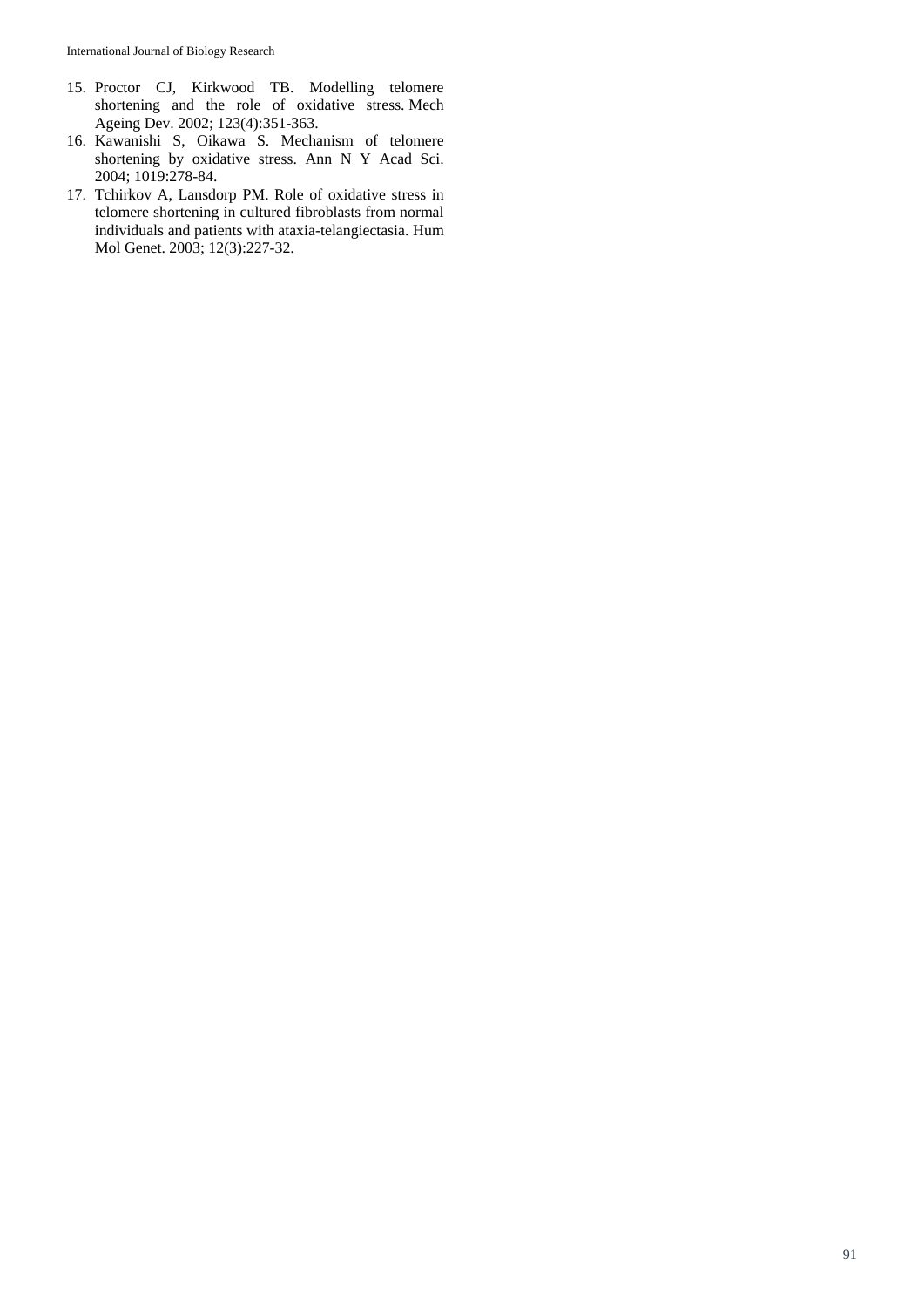15. Proctor CJ, Kirkwood TB. Modelling telomere shortening and the role of oxidative stress. Mech Ageing Dev. 2002; 123(4):351-363.
16. Kawanishi S, Oikawa S. Mechanism of telomere shortening by oxidative stress. Ann N Y Acad Sci. 2004; 1019:278-84.
17. Tchirkov A, Lansdorp PM. Role of oxidative stress in telomere shortening in cultured fibroblasts from normal individuals and patients with ataxia-telangiectasia. Hum Mol Genet. 2003; 12(3):227-32.